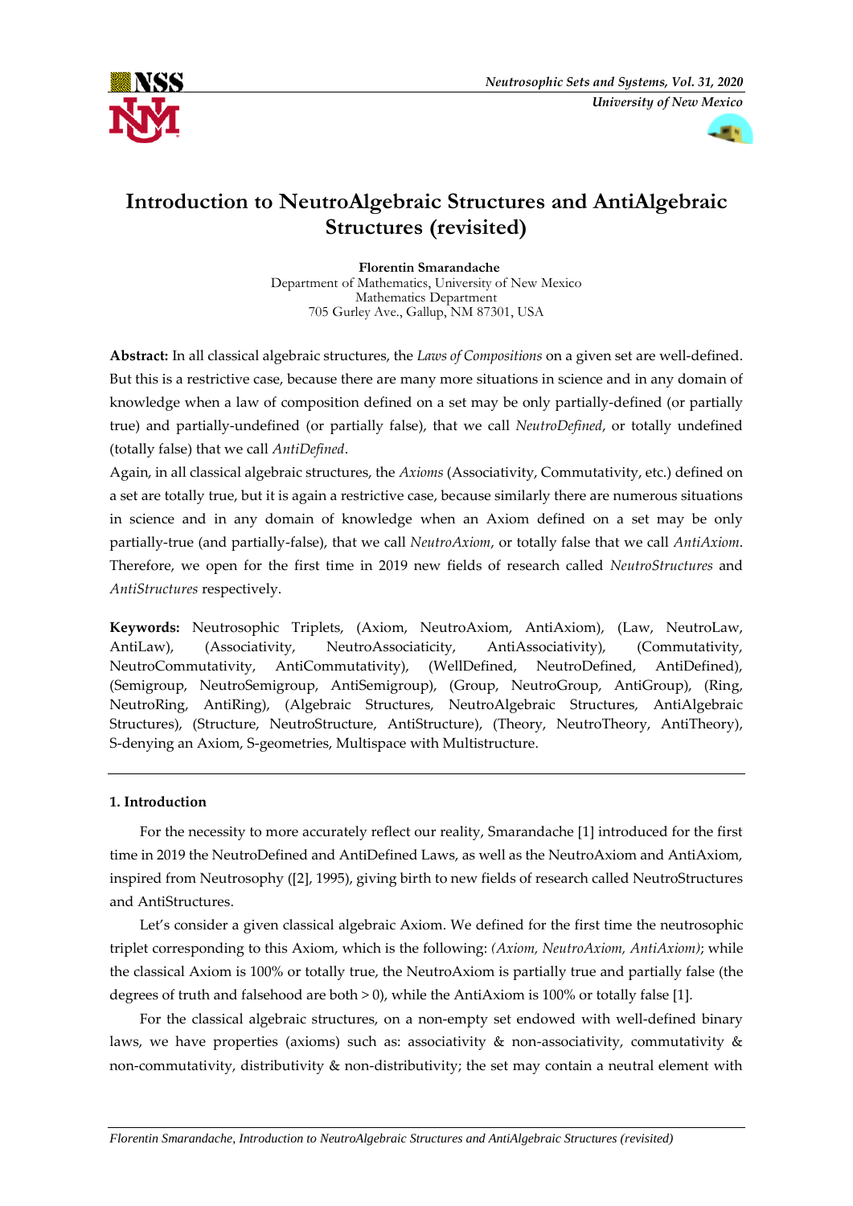# Introduction to NeutroAlgebraic Structures and AntiAlgebraic Structures (revisited)

**Florentin Smarandache**
Department of Mathematics, University of New Mexico
Mathematics Department
705 Gurley Ave., Gallup, NM 87301, USA

**Abstract:** In all classical algebraic structures, the *Laws of Compositions* on a given set are well-defined. But this is a restrictive case, because there are many more situations in science and in any domain of knowledge when a law of composition defined on a set may be only partially-defined (or partially true) and partially-undefined (or partially false), that we call *NeutroDefined*, or totally undefined (totally false) that we call *AntiDefined*.
Again, in all classical algebraic structures, the *Axioms* (Associativity, Commutativity, etc.) defined on a set are totally true, but it is again a restrictive case, because similarly there are numerous situations in science and in any domain of knowledge when an Axiom defined on a set may be only partially-true (and partially-false), that we call *NeutroAxiom*, or totally false that we call *AntiAxiom*.
Therefore, we open for the first time in 2019 new fields of research called *NeutroStructures* and *AntiStructures* respectively.

**Keywords:** Neutrosophic Triplets, (Axiom, NeutroAxiom, AntiAxiom), (Law, NeutroLaw, AntiLaw), (Associativity, NeutroAssociaticity, AntiAssociativity), (Commutativity, NeutroCommutativity, AntiCommutativity), (WellDefined, NeutroDefined, AntiDefined), (Semigroup, NeutroSemigroup, AntiSemigroup), (Group, NeutroGroup, AntiGroup), (Ring, NeutroRing, AntiRing), (Algebraic Structures, NeutroAlgebraic Structures, AntiAlgebraic Structures), (Structure, NeutroStructure, AntiStructure), (Theory, NeutroTheory, AntiTheory), S-denying an Axiom, S-geometries, Multispace with Multistructure.

## 1. Introduction

For the necessity to more accurately reflect our reality, Smarandache [1] introduced for the first time in 2019 the NeutroDefined and AntiDefined Laws, as well as the NeutroAxiom and AntiAxiom, inspired from Neutrosophy ([2], 1995), giving birth to new fields of research called NeutroStructures and AntiStructures.

Let's consider a given classical algebraic Axiom. We defined for the first time the neutrosophic triplet corresponding to this Axiom, which is the following: *(Axiom, NeutroAxiom, AntiAxiom)*; while the classical Axiom is 100% or totally true, the NeutroAxiom is partially true and partially false (the degrees of truth and falsehood are both > 0), while the AntiAxiom is 100% or totally false [1].

For the classical algebraic structures, on a non-empty set endowed with well-defined binary laws, we have properties (axioms) such as: associativity & non-associativity, commutativity & non-commutativity, distributivity & non-distributivity; the set may contain a neutral element with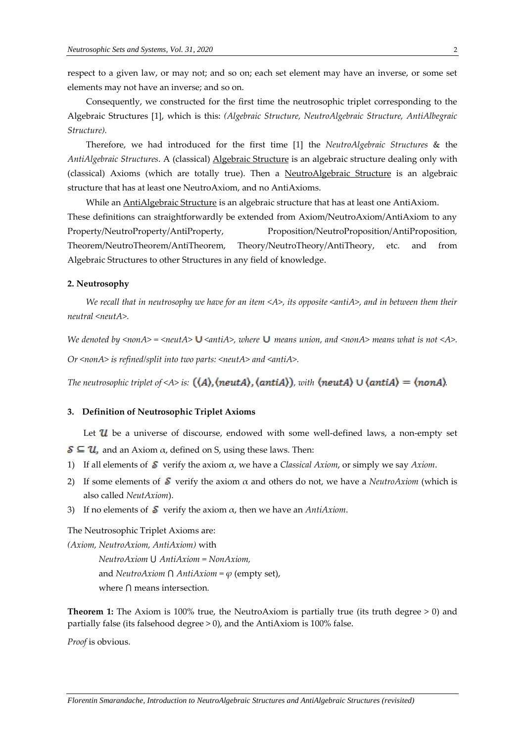respect to a given law, or may not; and so on; each set element may have an inverse, or some set elements may not have an inverse; and so on.

Consequently, we constructed for the first time the neutrosophic triplet corresponding to the Algebraic Structures [1], which is this: *(Algebraic Structure, NeutroAlgebraic Structure, AntiAlbegraic Structure).*

Therefore, we had introduced for the first time [1] the *NeutroAlgebraic Structures* & the *AntiAlgebraic Structures*. A (classical) Algebraic Structure is an algebraic structure dealing only with (classical) Axioms (which are totally true). Then a NeutroAlgebraic Structure is an algebraic structure that has at least one NeutroAxiom, and no AntiAxioms.

While an AntiAlgebraic Structure is an algebraic structure that has at least one AntiAxiom.

These definitions can straightforwardly be extended from Axiom/NeutroAxiom/AntiAxiom to any Property/NeutroProperty/AntiProperty, Proposition/NeutroProposition/AntiProposition, Theorem/NeutroTheorem/AntiTheorem, Theory/NeutroTheory/AntiTheory, etc. and from Algebraic Structures to other Structures in any field of knowledge.

## 2. Neutrosophy

*We recall that in neutrosophy we have for an item <A>, its opposite <antiA>, and in between them their neutral <neutA>.*

*We denoted by <nonA> = <neutA>* $\cup$ *<antiA>, where* $\cup$ *means union, and <nonA> means what is not <A>.*

*Or <nonA> is refined/split into two parts: <neutA> and <antiA>.*

*The neutrosophic triplet of <A> is:* $(\langle A\rangle, \langle neutA\rangle, \langle antiA\rangle)$*, with* $\langle neutA\rangle \cup \langle antiA\rangle = \langle nonA\rangle$*.*

## 3. Definition of Neutrosophic Triplet Axioms

Let $\mathcal{U}$ be a universe of discourse, endowed with some well-defined laws, a non-empty set $\mathcal{S} \subseteq \mathcal{U}$, and an Axiom $\alpha$, defined on S, using these laws. Then:

1) If all elements of $\mathcal{S}$ verify the axiom $\alpha$, we have a *Classical Axiom*, or simply we say *Axiom*.
2) If some elements of $\mathcal{S}$ verify the axiom $\alpha$ and others do not, we have a *NeutroAxiom* (which is also called *NeutAxiom*).
3) If no elements of $\mathcal{S}$ verify the axiom $\alpha$, then we have an *AntiAxiom*.

The Neutrosophic Triplet Axioms are:

*(Axiom, NeutroAxiom, AntiAxiom)* with

*NeutroAxiom* ⋃ *AntiAxiom* = *NonAxiom*,

and *NeutroAxiom* ⋂ *AntiAxiom* = $\varphi$ (empty set),

where ⋂ means intersection.

**Theorem 1:** The Axiom is 100% true, the NeutroAxiom is partially true (its truth degree > 0) and partially false (its falsehood degree > 0), and the AntiAxiom is 100% false.

*Proof* is obvious.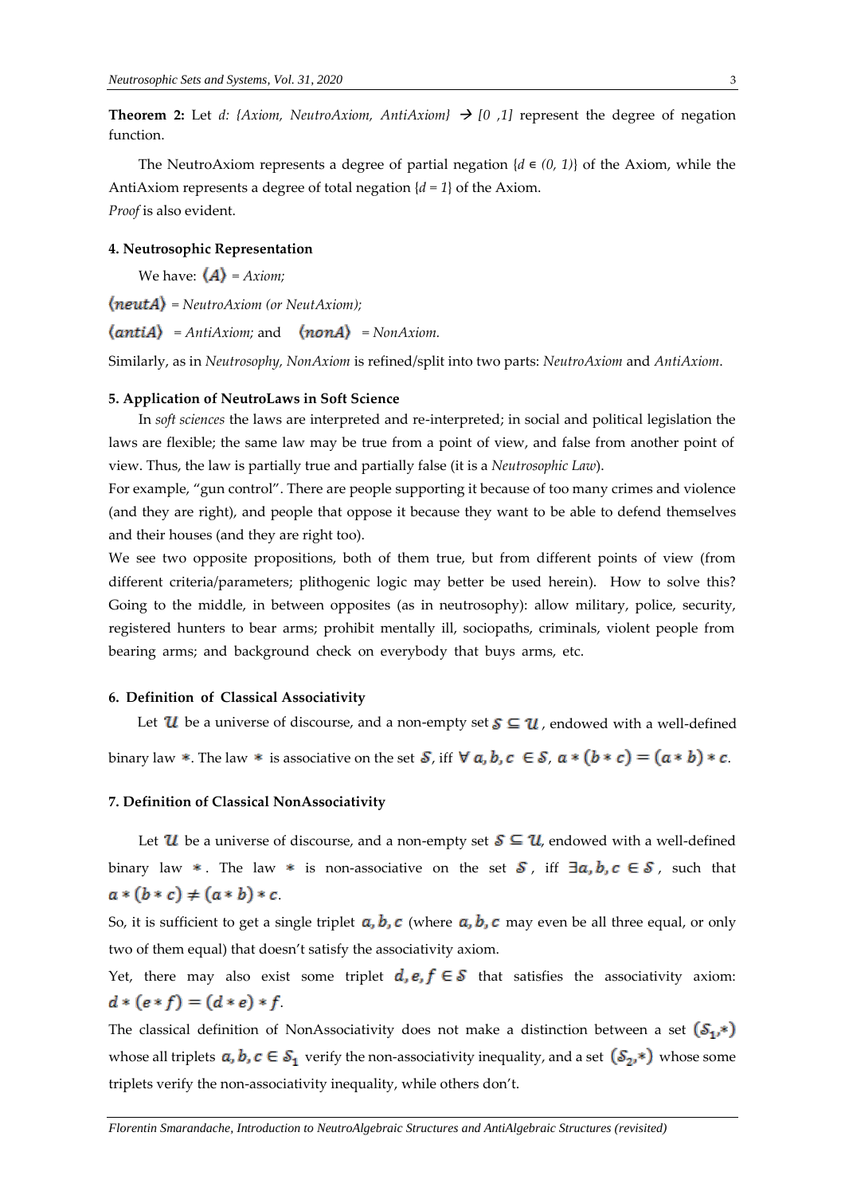**Theorem 2:** Let *d: {Axiom, NeutroAxiom, AntiAxiom}* → *[0 ,1]* represent the degree of negation function.

The NeutroAxiom represents a degree of partial negation {*d* ∈ *(0, 1)*} of the Axiom, while the AntiAxiom represents a degree of total negation {*d = 1*} of the Axiom.
*Proof* is also evident.

### 4. Neutrosophic Representation

We have: $\langle A \rangle$ = *Axiom;*

$\langle neutA \rangle$ = *NeutroAxiom (or NeutAxiom);*

$\langle antiA \rangle$ = *AntiAxiom;* and $\langle nonA \rangle$ = *NonAxiom.*

Similarly, as in *Neutrosophy*, *NonAxiom* is refined/split into two parts: *NeutroAxiom* and *AntiAxiom*.

### 5. Application of NeutroLaws in Soft Science

In *soft sciences* the laws are interpreted and re-interpreted; in social and political legislation the laws are flexible; the same law may be true from a point of view, and false from another point of view. Thus, the law is partially true and partially false (it is a *Neutrosophic Law*).

For example, "gun control". There are people supporting it because of too many crimes and violence (and they are right), and people that oppose it because they want to be able to defend themselves and their houses (and they are right too).

We see two opposite propositions, both of them true, but from different points of view (from different criteria/parameters; plithogenic logic may better be used herein). How to solve this? Going to the middle, in between opposites (as in neutrosophy): allow military, police, security, registered hunters to bear arms; prohibit mentally ill, sociopaths, criminals, violent people from bearing arms; and background check on everybody that buys arms, etc.

### 6. Definition of Classical Associativity

Let $\mathcal{U}$ be a universe of discourse, and a non-empty set $\mathcal{S} \subseteq \mathcal{U}$, endowed with a well-defined binary law $*$. The law $*$ is associative on the set $\mathcal{S}$, iff $\forall\, a, b, c \in \mathcal{S},\ a * (b * c) = (a * b) * c$.

### 7. Definition of Classical NonAssociativity

Let $\mathcal{U}$ be a universe of discourse, and a non-empty set $\mathcal{S} \subseteq \mathcal{U}$, endowed with a well-defined binary law $*$. The law $*$ is non-associative on the set $\mathcal{S}$, iff $\exists a, b, c \in \mathcal{S}$, such that $a * (b * c) \neq (a * b) * c$.

So, it is sufficient to get a single triplet $a, b, c$ (where $a, b, c$ may even be all three equal, or only two of them equal) that doesn't satisfy the associativity axiom.

Yet, there may also exist some triplet $d, e, f \in \mathcal{S}$ that satisfies the associativity axiom: $d * (e * f) = (d * e) * f$.

The classical definition of NonAssociativity does not make a distinction between a set $(\mathcal{S}_1, *)$ whose all triplets $a, b, c \in \mathcal{S}_1$ verify the non-associativity inequality, and a set $(\mathcal{S}_2, *)$ whose some triplets verify the non-associativity inequality, while others don't.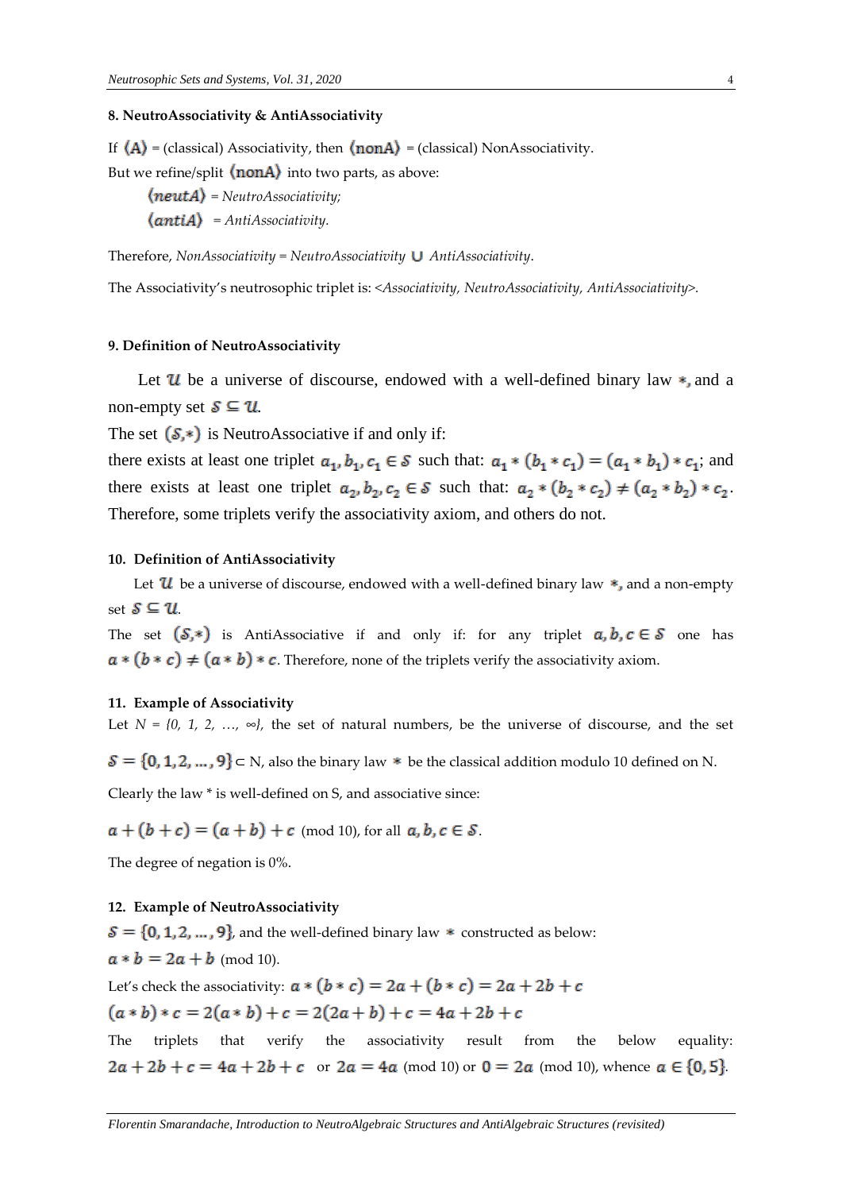### 8. NeutroAssociativity & AntiAssociativity

If $\langle A \rangle$ = (classical) Associativity, then $\langle nonA \rangle$ = (classical) NonAssociativity.

But we refine/split $\langle nonA \rangle$ into two parts, as above:

$\langle neutA \rangle$ = *NeutroAssociativity;*

$\langle antiA \rangle$ = *AntiAssociativity.*

Therefore, *NonAssociativity* = *NeutroAssociativity* $\cup$ *AntiAssociativity*.

The Associativity's neutrosophic triplet is: <*Associativity, NeutroAssociativity, AntiAssociativity*>.

### 9. Definition of NeutroAssociativity

Let $\mathcal{U}$ be a universe of discourse, endowed with a well-defined binary law $*$, and a non-empty set $\mathcal{S} \subseteq \mathcal{U}$.

The set $(\mathcal{S},*)$ is NeutroAssociative if and only if:

there exists at least one triplet $a_1, b_1, c_1 \in \mathcal{S}$ such that: $a_1 * (b_1 * c_1) = (a_1 * b_1) * c_1$; and there exists at least one triplet $a_2, b_2, c_2 \in \mathcal{S}$ such that: $a_2 * (b_2 * c_2) \neq (a_2 * b_2) * c_2$.

Therefore, some triplets verify the associativity axiom, and others do not.

### 10. Definition of AntiAssociativity

Let $\mathcal{U}$ be a universe of discourse, endowed with a well-defined binary law $*$, and a non-empty set $\mathcal{S} \subseteq \mathcal{U}$.

The set $(\mathcal{S},*)$ is AntiAssociative if and only if: for any triplet $a, b, c \in \mathcal{S}$ one has $a * (b * c) \neq (a * b) * c$. Therefore, none of the triplets verify the associativity axiom.

### 11. Example of Associativity

Let *N = {0, 1, 2, …, ∞}*, the set of natural numbers, be the universe of discourse, and the set

$\mathcal{S} = \{0, 1, 2, \ldots, 9\} \subset$ N, also the binary law $*$ be the classical addition modulo 10 defined on N.

Clearly the law * is well-defined on S, and associative since:

$a + (b + c) = (a + b) + c$ (mod 10), for all $a, b, c \in \mathcal{S}$.

The degree of negation is 0%.

### 12. Example of NeutroAssociativity

$\mathcal{S} = \{0, 1, 2, \ldots, 9\}$, and the well-defined binary law $*$ constructed as below:

$a * b = 2a + b$ (mod 10).

Let's check the associativity: $a * (b * c) = 2a + (b * c) = 2a + 2b + c$

$(a * b) * c = 2(a * b) + c = 2(2a + b) + c = 4a + 2b + c$

The triplets that verify the associativity result from the below equality: $2a + 2b + c = 4a + 2b + c$ or $2a = 4a$ (mod 10) or $0 = 2a$ (mod 10), whence $a \in \{0, 5\}$.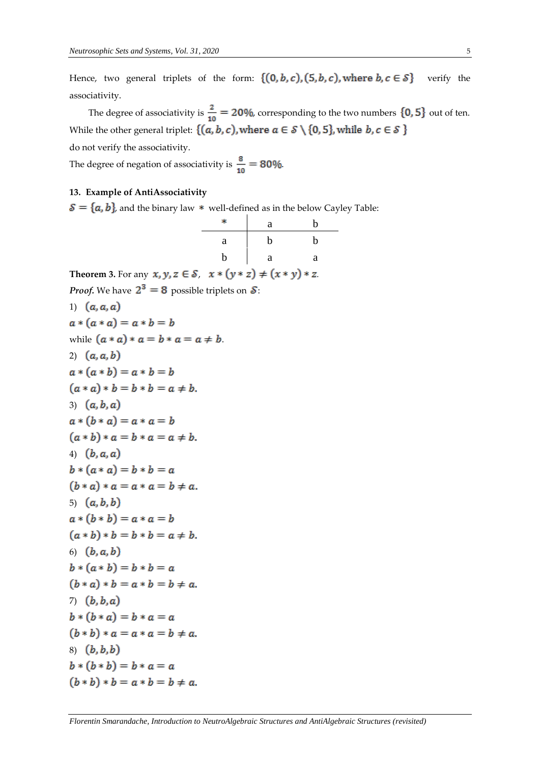Hence, two general triplets of the form: $\{(0, b, c), (5, b, c), \text{where } b, c \in \mathcal{S}\}$ verify the associativity.

The degree of associativity is $\frac{2}{10} = 20\%$, corresponding to the two numbers $\{0, 5\}$ out of ten. While the other general triplet: $\{(a, b, c), \text{where } a \in \mathcal{S} \setminus \{0, 5\}, \text{while } b, c \in \mathcal{S}\}$ do not verify the associativity.

The degree of negation of associativity is $\frac{8}{10} = 80\%$.

## 13. Example of AntiAssociativity

$\mathcal{S} = \{a, b\}$, and the binary law $*$ well-defined as in the below Cayley Table:

| $*$ | a | b |
|---|---|---|
| a | b | b |
| b | a | a |

**Theorem 3.** For any $x, y, z \in \mathcal{S}$, $x * (y * z) \neq (x * y) * z$.

***Proof.*** We have $2^3 = 8$ possible triplets on $\mathcal{S}$:

1) $(a, a, a)$

$a * (a * a) = a * b = b$

while $(a * a) * a = b * a = a \neq b$.

2) $(a, a, b)$

$a * (a * b) = a * b = b$

$(a * a) * b = b * b = a \neq b$.

3) $(a, b, a)$

$a * (b * a) = a * a = b$

$(a * b) * a = b * a = a \neq b$.

4) $(b, a, a)$

$b * (a * a) = b * b = a$

$(b * a) * a = a * a = b \neq a$.

5) $(a, b, b)$

$a * (b * b) = a * a = b$

$(a * b) * b = b * b = a \neq b$.

6) $(b, a, b)$

$b * (a * b) = b * b = a$

$(b * a) * b = a * b = b \neq a$.

7) $(b, b, a)$

$b * (b * a) = b * a = a$

$(b * b) * a = a * a = b \neq a$.

8) $(b, b, b)$

$b * (b * b) = b * a = a$

$(b * b) * b = a * b = b \neq a$.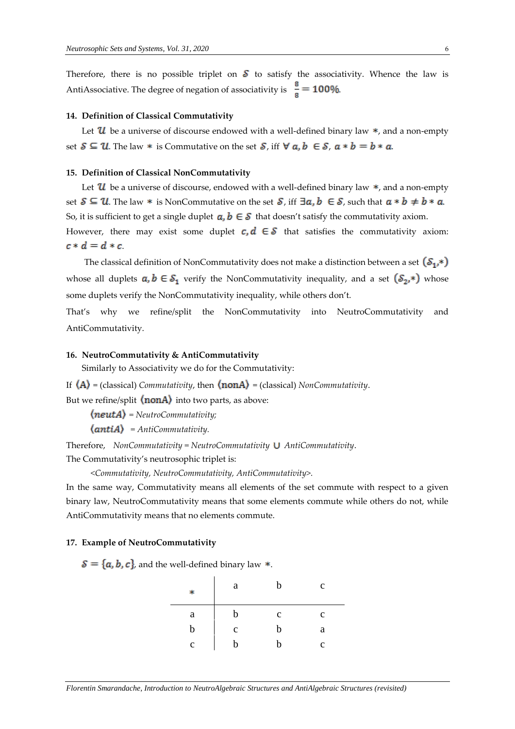Therefore, there is no possible triplet on $\mathcal{S}$ to satisfy the associativity. Whence the law is AntiAssociative. The degree of negation of associativity is $\frac{8}{8} = 100\%$.

## 14. Definition of Classical Commutativity

Let $\mathcal{U}$ be a universe of discourse endowed with a well-defined binary law $*$, and a non-empty set $\mathcal{S} \subseteq \mathcal{U}$. The law $*$ is Commutative on the set $\mathcal{S}$, iff $\forall\, a, b \in \mathcal{S}$, $a * b = b * a$.

## 15. Definition of Classical NonCommutativity

Let $\mathcal{U}$ be a universe of discourse, endowed with a well-defined binary law $*$, and a non-empty set $\mathcal{S} \subseteq \mathcal{U}$. The law $*$ is NonCommutative on the set $\mathcal{S}$, iff $\exists a, b \in \mathcal{S}$, such that $a * b \neq b * a$.
So, it is sufficient to get a single duplet $a, b \in \mathcal{S}$ that doesn't satisfy the commutativity axiom.
However, there may exist some duplet $c, d \in \mathcal{S}$ that satisfies the commutativity axiom: $c * d = d * c$.

The classical definition of NonCommutativity does not make a distinction between a set $(\mathcal{S}_1, *)$ whose all duplets $a, b \in \mathcal{S}_1$ verify the NonCommutativity inequality, and a set $(\mathcal{S}_2, *)$ whose some duplets verify the NonCommutativity inequality, while others don't.
That's why we refine/split the NonCommutativity into NeutroCommutativity and AntiCommutativity.

## 16. NeutroCommutativity & AntiCommutativity

Similarly to Associativity we do for the Commutativity:
If $\langle \mathrm{A} \rangle$ = (classical) *Commutativity*, then $\langle \mathrm{nonA} \rangle$ = (classical) *NonCommutativity*.
But we refine/split $\langle \mathrm{nonA} \rangle$ into two parts, as above:

$\langle neutA \rangle$ = *NeutroCommutativity;*

$\langle antiA \rangle$ = *AntiCommutativity.*

Therefore, *NonCommutativity* = *NeutroCommutativity* $\cup$ *AntiCommutativity*.
The Commutativity's neutrosophic triplet is:

<*Commutativity, NeutroCommutativity, AntiCommutativity*>.

In the same way, Commutativity means all elements of the set commute with respect to a given binary law, NeutroCommutativity means that some elements commute while others do not, while AntiCommutativity means that no elements commute.

## 17. Example of NeutroCommutativity

$\mathcal{S} = \{a, b, c\}$, and the well-defined binary law $*$.

| * | a | b | c |
|---|---|---|---|
| a | b | c | c |
| b | c | b | a |
| c | b | b | c |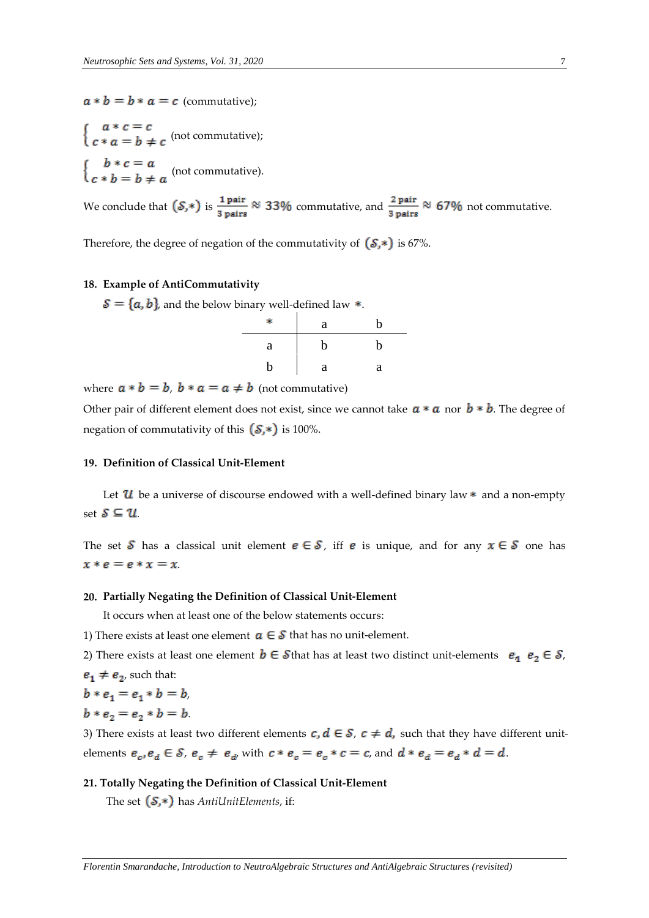$a * b = b * a = c$ (commutative);

$\begin{cases} a * c = c \\ c * a = b \neq c \end{cases}$ (not commutative);

$\begin{cases} b * c = a \\ c * b = b \neq a \end{cases}$ (not commutative).

We conclude that $(\mathcal{S}, *)$ is $\frac{1 \text{ pair}}{3 \text{ pairs}} \approx 33\%$ commutative, and $\frac{2 \text{ pair}}{3 \text{ pairs}} \approx 67\%$ not commutative.

Therefore, the degree of negation of the commutativity of $(\mathcal{S}, *)$ is 67%.

## 18. Example of AntiCommutativity

$\mathcal{S} = \{a, b\}$, and the below binary well-defined law $*$.

| * | a | b |
|---|---|---|
| a | b | b |
| b | a | a |

where $a * b = b$, $b * a = a \neq b$ (not commutative)

Other pair of different element does not exist, since we cannot take $a * a$ nor $b * b$. The degree of negation of commutativity of this $(\mathcal{S}, *)$ is 100%.

## 19. Definition of Classical Unit-Element

Let $\mathcal{U}$ be a universe of discourse endowed with a well-defined binary law $*$ and a non-empty set $\mathcal{S} \subseteq \mathcal{U}$.

The set $\mathcal{S}$ has a classical unit element $e \in \mathcal{S}$, iff $e$ is unique, and for any $x \in \mathcal{S}$ one has $x * e = e * x = x$.

## 20. Partially Negating the Definition of Classical Unit-Element

It occurs when at least one of the below statements occurs:

1) There exists at least one element $a \in \mathcal{S}$ that has no unit-element.

2) There exists at least one element $b \in \mathcal{S}$ that has at least two distinct unit-elements $e_1$ $e_2 \in \mathcal{S}$, $e_1 \neq e_2$, such that:

$b * e_1 = e_1 * b = b$,

$b * e_2 = e_2 * b = b$.

3) There exists at least two different elements $c, d \in \mathcal{S}$, $c \neq d$, such that they have different unit-elements $e_c, e_d \in \mathcal{S}$, $e_c \neq e_d$, with $c * e_c = e_c * c = c$, and $d * e_d = e_d * d = d$.

## 21. Totally Negating the Definition of Classical Unit-Element

The set $(\mathcal{S}, *)$ has *AntiUnitElements*, if: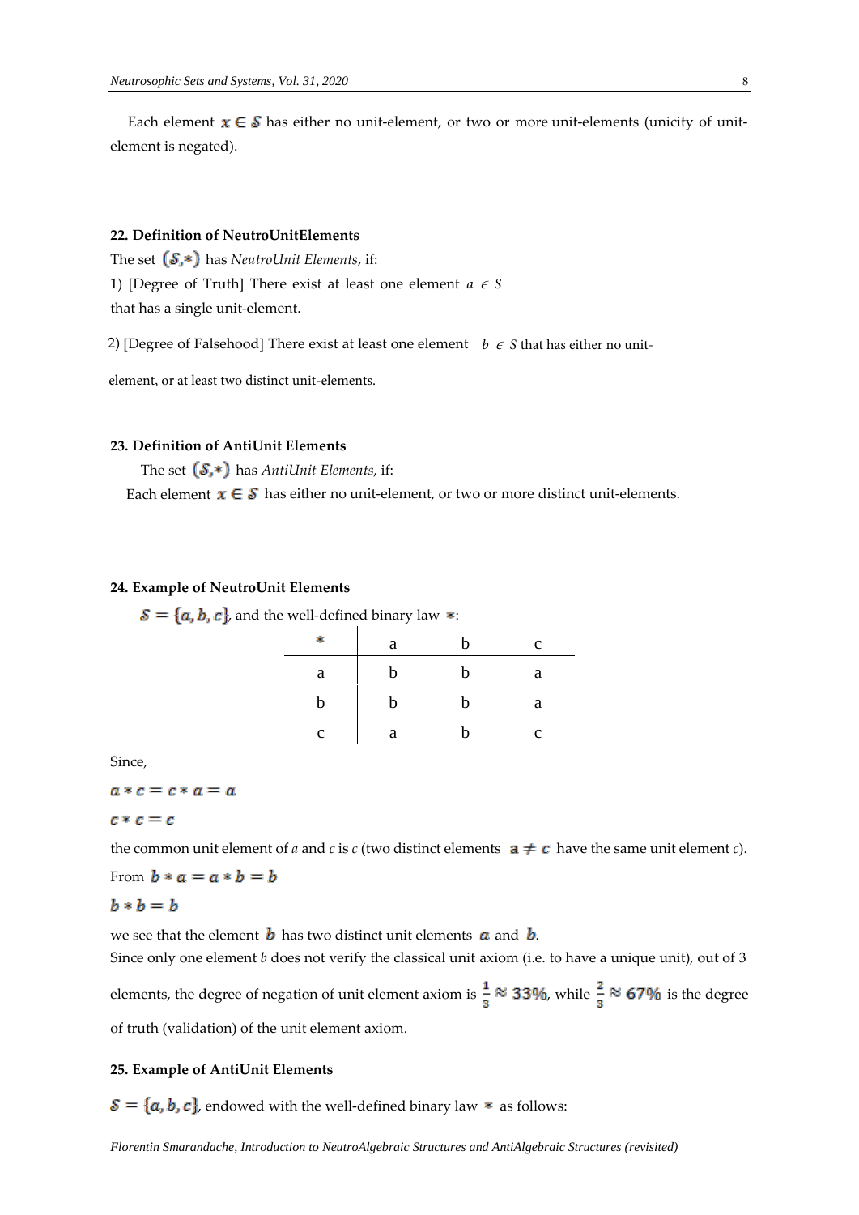Each element $x \in \mathcal{S}$ has either no unit-element, or two or more unit-elements (unicity of unit-element is negated).

### 22. Definition of NeutroUnitElements

The set $(\mathcal{S},*)$ has *NeutroUnit Elements*, if:

1) [Degree of Truth] There exist at least one element $a \in S$ that has a single unit-element.

2) [Degree of Falsehood] There exist at least one element $b \in S$ that has either no unit-element, or at least two distinct unit-elements.

### 23. Definition of AntiUnit Elements

The set $(\mathcal{S},*)$ has *AntiUnit Elements*, if:

Each element $x \in \mathcal{S}$ has either no unit-element, or two or more distinct unit-elements.

### 24. Example of NeutroUnit Elements

$\mathcal{S} = \{a, b, c\}$, and the well-defined binary law $*$:

| * | a | b | c |
|---|---|---|---|
| a | b | b | a |
| b | b | b | a |
| c | a | b | c |

Since,

$a * c = c * a = a$

$c * c = c$

the common unit element of $a$ and $c$ is $c$ (two distinct elements $a \neq c$ have the same unit element $c$).

From $b * a = a * b = b$

$b * b = b$

we see that the element $b$ has two distinct unit elements $a$ and $b$.

Since only one element $b$ does not verify the classical unit axiom (i.e. to have a unique unit), out of 3 elements, the degree of negation of unit element axiom is $\frac{1}{3} \approx 33\%$, while $\frac{2}{3} \approx 67\%$ is the degree of truth (validation) of the unit element axiom.

### 25. Example of AntiUnit Elements

$\mathcal{S} = \{a, b, c\}$, endowed with the well-defined binary law $*$ as follows: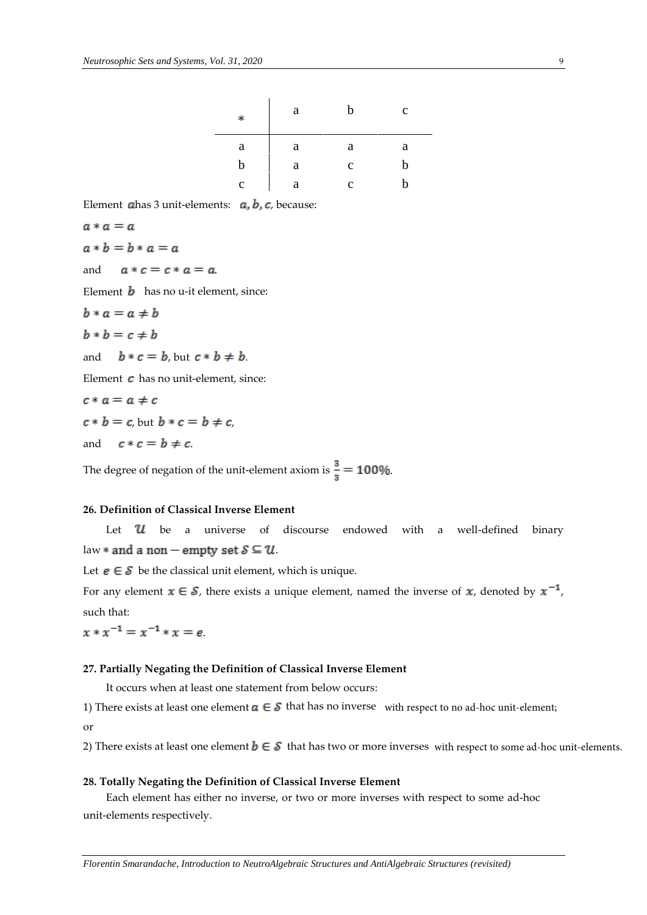| * | a | b | c |
|---|---|---|---|
| a | a | a | a |
| b | a | c | b |
| c | a | c | b |

Element $a$ has 3 unit-elements: $a, b, c$, because:

$a * a = a$

$a * b = b * a = a$

and $a * c = c * a = a$.

Element $b$ has no u-it element, since:

$b * a = a \neq b$

$b * b = c \neq b$

and $b * c = b$, but $c * b \neq b$.

Element $c$ has no unit-element, since:

$c * a = a \neq c$

$c * b = c$, but $b * c = b \neq c$,

and $c * c = b \neq c$.

The degree of negation of the unit-element axiom is $\frac{3}{3} = 100\%$.

### 26. Definition of Classical Inverse Element

Let $\mathcal{U}$ be a universe of discourse endowed with a well-defined binary law $*$ and a non-empty set $\mathcal{S} \subseteq \mathcal{U}$.

Let $e \in \mathcal{S}$ be the classical unit element, which is unique.

For any element $x \in \mathcal{S}$, there exists a unique element, named the inverse of $x$, denoted by $x^{-1}$, such that:

$x * x^{-1} = x^{-1} * x = e$.

### 27. Partially Negating the Definition of Classical Inverse Element

It occurs when at least one statement from below occurs:

1) There exists at least one element $a \in \mathcal{S}$ that has no inverse with respect to no ad-hoc unit-element;

or

2) There exists at least one element $b \in \mathcal{S}$ that has two or more inverses with respect to some ad-hoc unit-elements.

### 28. Totally Negating the Definition of Classical Inverse Element

Each element has either no inverse, or two or more inverses with respect to some ad-hoc unit-elements respectively.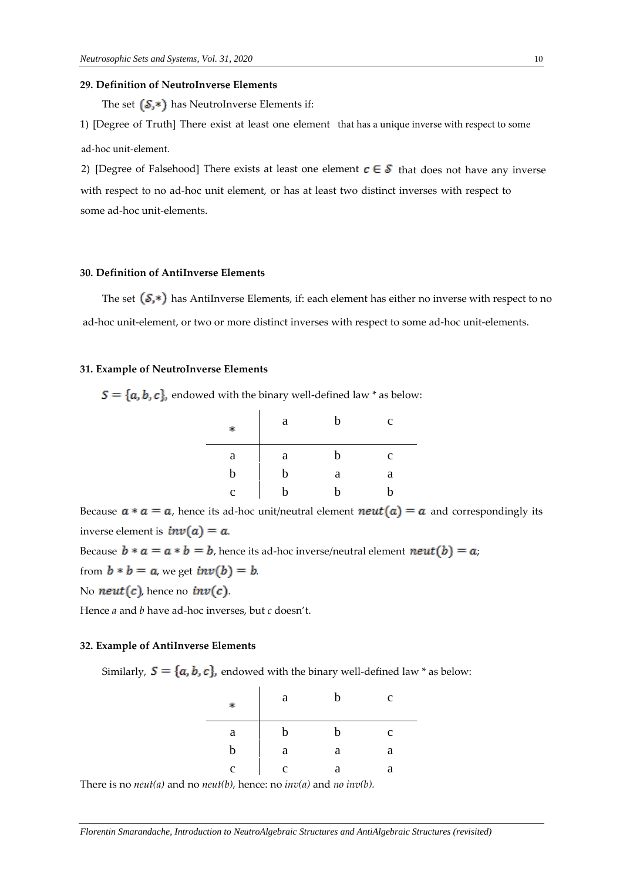#### 29. Definition of NeutroInverse Elements

The set $(S,*)$ has NeutroInverse Elements if:

1) [Degree of Truth] There exist at least one element  that has a unique inverse with respect to some ad-hoc unit-element.

2) [Degree of Falsehood] There exists at least one element $c \in S$ that does not have any inverse with respect to no ad-hoc unit element, or has at least two distinct inverses with respect to some ad-hoc unit-elements.

#### 30. Definition of AntiInverse Elements

The set $(S,*)$ has AntiInverse Elements, if: each element has either no inverse with respect to no ad-hoc unit-element, or two or more distinct inverses with respect to some ad-hoc unit-elements.

#### 31. Example of NeutroInverse Elements

$S = \{a, b, c\}$, endowed with the binary well-defined law * as below:

| * | a | b | c |
|---|---|---|---|
| a | a | b | c |
| b | b | a | a |
| c | b | b | b |

Because $a * a = a$, hence its ad-hoc unit/neutral element $neut(a) = a$ and correspondingly its inverse element is $inv(a) = a$.

Because $b * a = a * b = b$, hence its ad-hoc inverse/neutral element $neut(b) = a$;

from $b * b = a$, we get $inv(b) = b$.

No $neut(c)$, hence no $inv(c)$.

Hence *a* and *b* have ad-hoc inverses, but *c* doesn't.

#### 32. Example of AntiInverse Elements

Similarly, $S = \{a, b, c\}$, endowed with the binary well-defined law * as below:

| * | a | b | c |
|---|---|---|---|
| a | b | b | c |
| b | a | a | a |
| c | c | a | a |

There is no *neut(a)* and no *neut(b)*, hence: no *inv(a)* and *no inv(b).*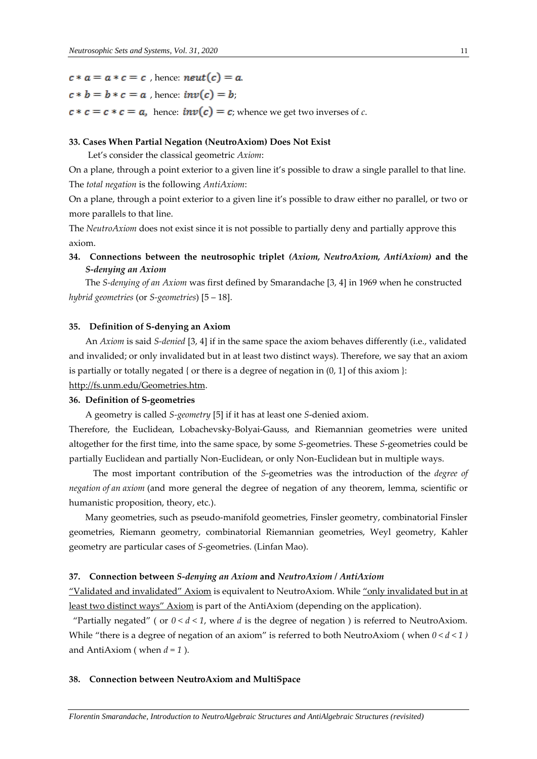$c * a = a * c = c$ , hence: $neut(c) = a$.

$c * b = b * c = a$ , hence: $inv(c) = b$;

$c * c = c * c = a$, hence: $inv(c) = c$; whence we get two inverses of *c*.

### 33. Cases When Partial Negation (NeutroAxiom) Does Not Exist

Let's consider the classical geometric *Axiom*:

On a plane, through a point exterior to a given line it's possible to draw a single parallel to that line.

The *total negation* is the following *AntiAxiom*:

On a plane, through a point exterior to a given line it's possible to draw either no parallel, or two or more parallels to that line.

The *NeutroAxiom* does not exist since it is not possible to partially deny and partially approve this axiom.

### 34. Connections between the neutrosophic triplet *(Axiom, NeutroAxiom, AntiAxiom)* and the *S-denying an Axiom*

The *S-denying of an Axiom* was first defined by Smarandache [3, 4] in 1969 when he constructed *hybrid geometries* (or *S-geometries*) [5 – 18].

### 35. Definition of S-denying an Axiom

An *Axiom* is said *S-denied* [3, 4] if in the same space the axiom behaves differently (i.e., validated and invalided; or only invalidated but in at least two distinct ways). Therefore, we say that an axiom is partially or totally negated { or there is a degree of negation in (0, 1] of this axiom }: http://fs.unm.edu/Geometries.htm.

### 36. Definition of S-geometries

A geometry is called *S-geometry* [5] if it has at least one *S*-denied axiom.

Therefore, the Euclidean, Lobachevsky-Bolyai-Gauss, and Riemannian geometries were united altogether for the first time, into the same space, by some *S*-geometries. These *S*-geometries could be partially Euclidean and partially Non-Euclidean, or only Non-Euclidean but in multiple ways.

The most important contribution of the *S*-geometries was the introduction of the *degree of negation of an axiom* (and more general the degree of negation of any theorem, lemma, scientific or humanistic proposition, theory, etc.).

Many geometries, such as pseudo-manifold geometries, Finsler geometry, combinatorial Finsler geometries, Riemann geometry, combinatorial Riemannian geometries, Weyl geometry, Kahler geometry are particular cases of *S*-geometries. (Linfan Mao).

### 37. Connection between *S-denying an Axiom* and *NeutroAxiom* / *AntiAxiom*

"Validated and invalidated" Axiom is equivalent to NeutroAxiom. While "only invalidated but in at least two distinct ways" Axiom is part of the AntiAxiom (depending on the application).

"Partially negated" ( or $0 < d < 1$, where $d$ is the degree of negation ) is referred to NeutroAxiom. While "there is a degree of negation of an axiom" is referred to both NeutroAxiom ( when $0 < d < 1$ ) and AntiAxiom ( when $d = 1$ ).

### 38. Connection between NeutroAxiom and MultiSpace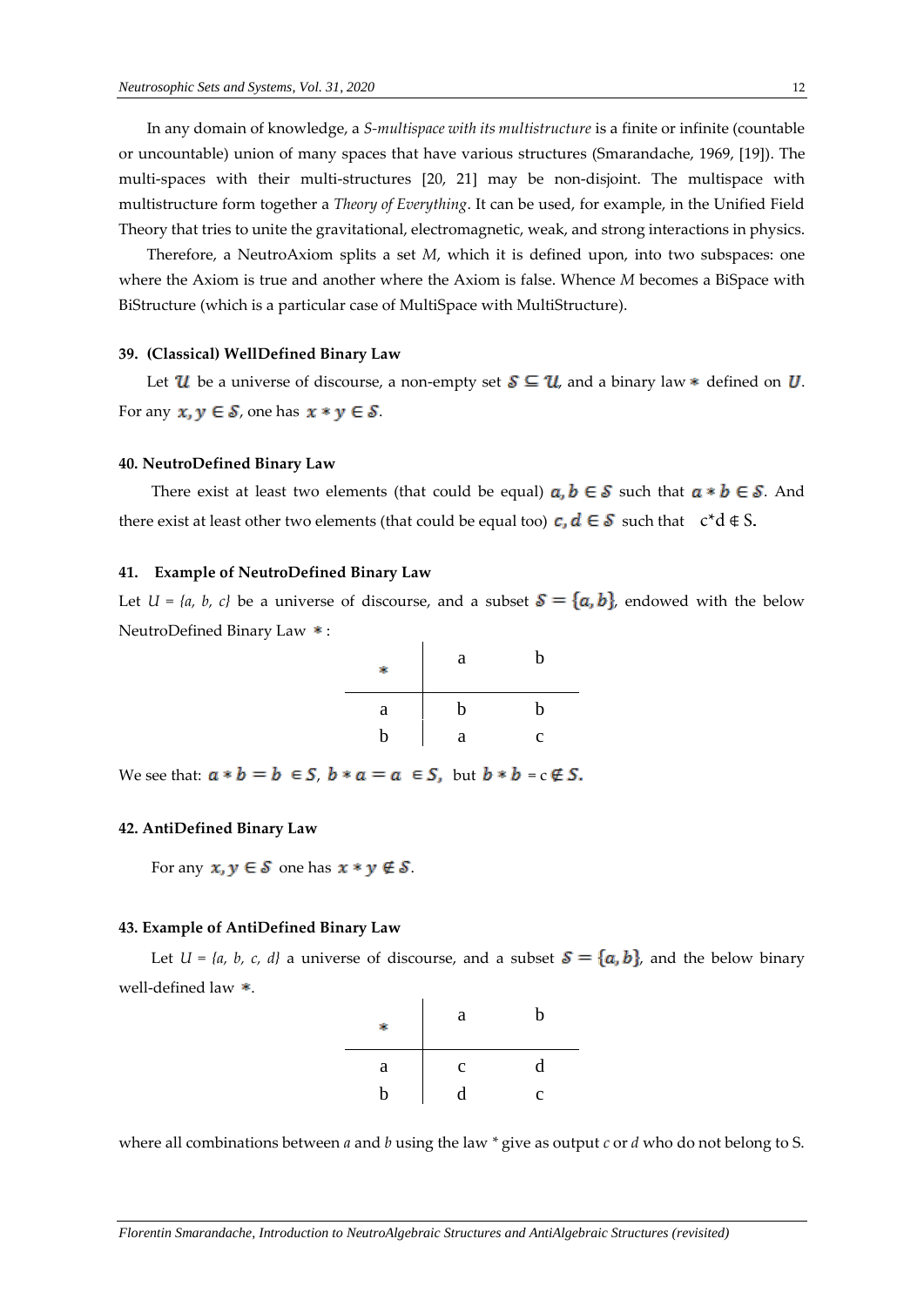In any domain of knowledge, a *S-multispace with its multistructure* is a finite or infinite (countable or uncountable) union of many spaces that have various structures (Smarandache, 1969, [19]). The multi-spaces with their multi-structures [20, 21] may be non-disjoint. The multispace with multistructure form together a *Theory of Everything*. It can be used, for example, in the Unified Field Theory that tries to unite the gravitational, electromagnetic, weak, and strong interactions in physics.

Therefore, a NeutroAxiom splits a set *M*, which it is defined upon, into two subspaces: one where the Axiom is true and another where the Axiom is false. Whence *M* becomes a BiSpace with BiStructure (which is a particular case of MultiSpace with MultiStructure).

### 39. (Classical) WellDefined Binary Law

Let $\mathcal{U}$ be a universe of discourse, a non-empty set $\mathcal{S} \subseteq \mathcal{U}$, and a binary law $*$ defined on $\mathcal{U}$. For any $x, y \in \mathcal{S}$, one has $x * y \in \mathcal{S}$.

### 40. NeutroDefined Binary Law

There exist at least two elements (that could be equal) $a, b \in \mathcal{S}$ such that $a * b \in \mathcal{S}$. And there exist at least other two elements (that could be equal too) $c, d \in \mathcal{S}$ such that $c * d \notin S$.

### 41. Example of NeutroDefined Binary Law

Let *U = {a, b, c}* be a universe of discourse, and a subset $\mathcal{S} = \{a, b\}$, endowed with the below NeutroDefined Binary Law $*$:

| $*$ | a | b |
|---|---|---|
| a | b | b |
| b | a | c |

We see that: $a * b = b \in S$, $b * a = a \in S$, but $b * b = c \notin S$.

### 42. AntiDefined Binary Law

For any $x, y \in \mathcal{S}$ one has $x * y \notin \mathcal{S}$.

### 43. Example of AntiDefined Binary Law

Let *U = {a, b, c, d}* a universe of discourse, and a subset $\mathcal{S} = \{a, b\}$, and the below binary well-defined law $*$.

| $*$ | a | b |
|---|---|---|
| a | c | d |
| b | d | c |

where all combinations between *a* and *b* using the law * give as output *c* or *d* who do not belong to S.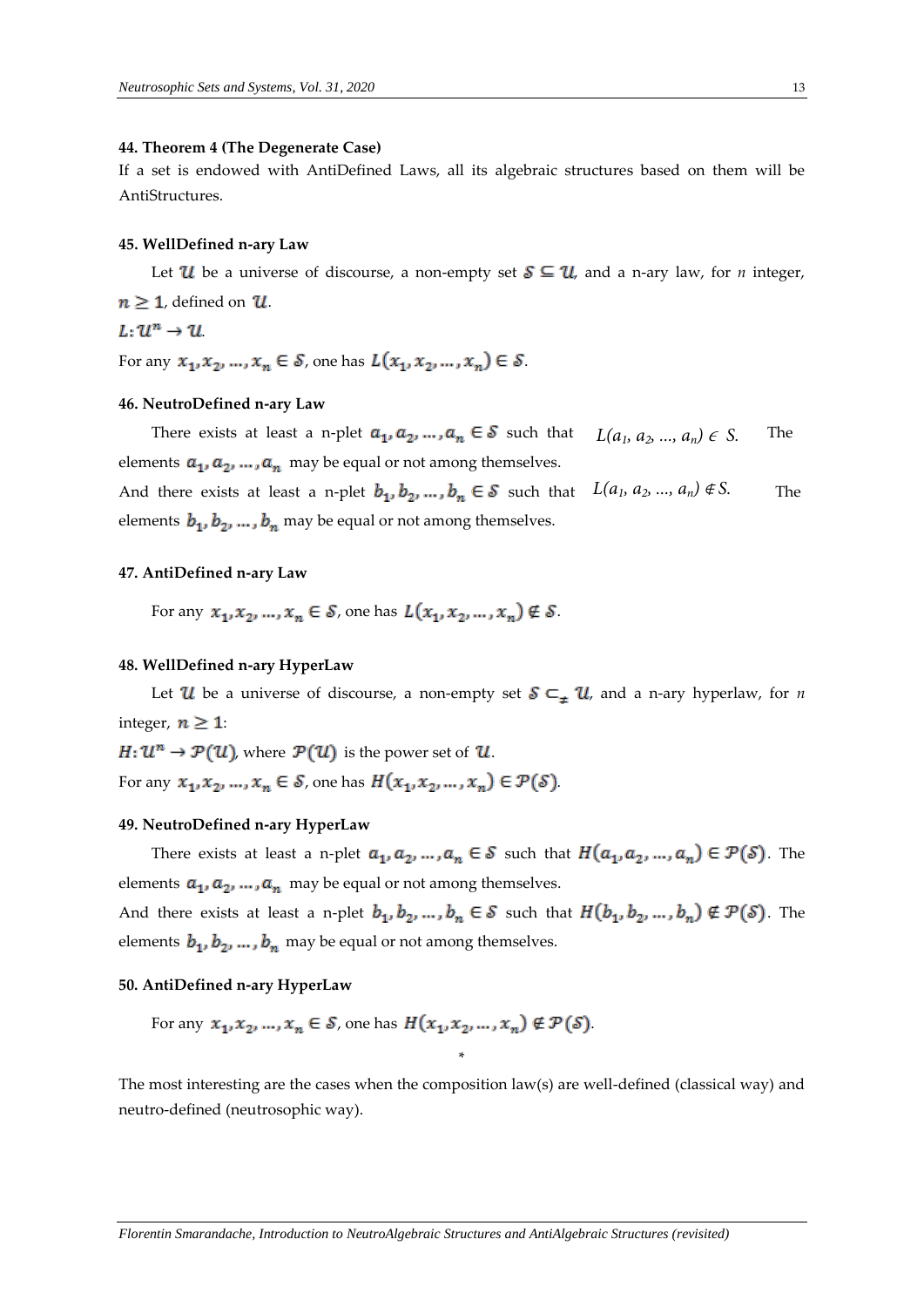### 44. Theorem 4 (The Degenerate Case)

If a set is endowed with AntiDefined Laws, all its algebraic structures based on them will be AntiStructures.

### 45. WellDefined n-ary Law

Let $\mathcal{U}$ be a universe of discourse, a non-empty set $\mathcal{S} \subseteq \mathcal{U}$, and a n-ary law, for *n* integer, $n \geq 1$, defined on $\mathcal{U}$.

$L: \mathcal{U}^n \rightarrow \mathcal{U}$.

For any $x_1, x_2, \ldots, x_n \in \mathcal{S}$, one has $L(x_1, x_2, \ldots, x_n) \in \mathcal{S}$.

### 46. NeutroDefined n-ary Law

There exists at least a n-plet $a_1, a_2, \ldots, a_n \in \mathcal{S}$ such that $L(a_1, a_2, \ldots, a_n) \in S$. The elements $a_1, a_2, \ldots, a_n$ may be equal or not among themselves.

And there exists at least a n-plet $b_1, b_2, \ldots, b_n \in \mathcal{S}$ such that $L(a_1, a_2, \ldots, a_n) \notin S$. The elements $b_1, b_2, \ldots, b_n$ may be equal or not among themselves.

### 47. AntiDefined n-ary Law

For any $x_1, x_2, \ldots, x_n \in \mathcal{S}$, one has $L(x_1, x_2, \ldots, x_n) \notin \mathcal{S}$.

### 48. WellDefined n-ary HyperLaw

Let $\mathcal{U}$ be a universe of discourse, a non-empty set $\mathcal{S} \subset_{\neq} \mathcal{U}$, and a n-ary hyperlaw, for *n* integer, $n \geq 1$:

$H: \mathcal{U}^n \rightarrow \mathcal{P}(\mathcal{U})$, where $\mathcal{P}(\mathcal{U})$ is the power set of $\mathcal{U}$.

For any $x_1, x_2, \ldots, x_n \in \mathcal{S}$, one has $H(x_1, x_2, \ldots, x_n) \in \mathcal{P}(\mathcal{S})$.

### 49. NeutroDefined n-ary HyperLaw

There exists at least a n-plet $a_1, a_2, \ldots, a_n \in \mathcal{S}$ such that $H(a_1, a_2, \ldots, a_n) \in \mathcal{P}(\mathcal{S})$. The elements $a_1, a_2, \ldots, a_n$ may be equal or not among themselves.

And there exists at least a n-plet $b_1, b_2, \ldots, b_n \in \mathcal{S}$ such that $H(b_1, b_2, \ldots, b_n) \notin \mathcal{P}(\mathcal{S})$. The elements $b_1, b_2, \ldots, b_n$ may be equal or not among themselves.

### 50. AntiDefined n-ary HyperLaw

For any $x_1, x_2, \ldots, x_n \in \mathcal{S}$, one has $H(x_1, x_2, \ldots, x_n) \notin \mathcal{P}(\mathcal{S})$.

*

The most interesting are the cases when the composition law(s) are well-defined (classical way) and neutro-defined (neutrosophic way).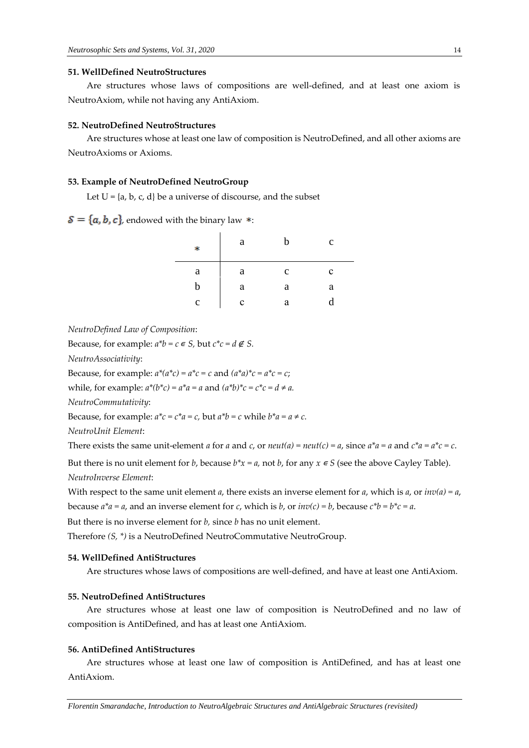### 51. WellDefined NeutroStructures

Are structures whose laws of compositions are well-defined, and at least one axiom is NeutroAxiom, while not having any AntiAxiom.

### 52. NeutroDefined NeutroStructures

Are structures whose at least one law of composition is NeutroDefined, and all other axioms are NeutroAxioms or Axioms.

### 53. Example of NeutroDefined NeutroGroup

Let U = {a, b, c, d} be a universe of discourse, and the subset

$S = \{a, b, c\}$, endowed with the binary law $*$:

| * | a | b | c |
|---|---|---|---|
| a | a | c | c |
| b | a | a | a |
| c | c | a | d |

*NeutroDefined Law of Composition*:

Because, for example: $a*b = c \in S$, but $c*c = d \notin S$.

*NeutroAssociativity*:

Because, for example: $a*(a*c) = a*c = c$ and $(a*a)*c = a*c = c$;

while, for example: $a*(b*c) = a*a = a$ and $(a*b)*c = c*c = d \neq a$.

*NeutroCommutativity*:

Because, for example: $a*c = c*a = c$, but $a*b = c$ while $b*a = a \neq c$.

*NeutroUnit Element*:

There exists the same unit-element $a$ for $a$ and $c$, or $neut(a) = neut(c) = a$, since $a*a = a$ and $c*a = a*c = c$.

But there is no unit element for $b$, because $b*x = a$, not $b$, for any $x \in S$ (see the above Cayley Table).

*NeutroInverse Element*:

With respect to the same unit element $a$, there exists an inverse element for $a$, which is $a$, or $inv(a) = a$, because $a*a = a$, and an inverse element for $c$, which is $b$, or $inv(c) = b$, because $c*b = b*c = a$.

But there is no inverse element for $b$, since $b$ has no unit element.

Therefore $(S, *)$ is a NeutroDefined NeutroCommutative NeutroGroup.

### 54. WellDefined AntiStructures

Are structures whose laws of compositions are well-defined, and have at least one AntiAxiom.

### 55. NeutroDefined AntiStructures

Are structures whose at least one law of composition is NeutroDefined and no law of composition is AntiDefined, and has at least one AntiAxiom.

### 56. AntiDefined AntiStructures

Are structures whose at least one law of composition is AntiDefined, and has at least one AntiAxiom.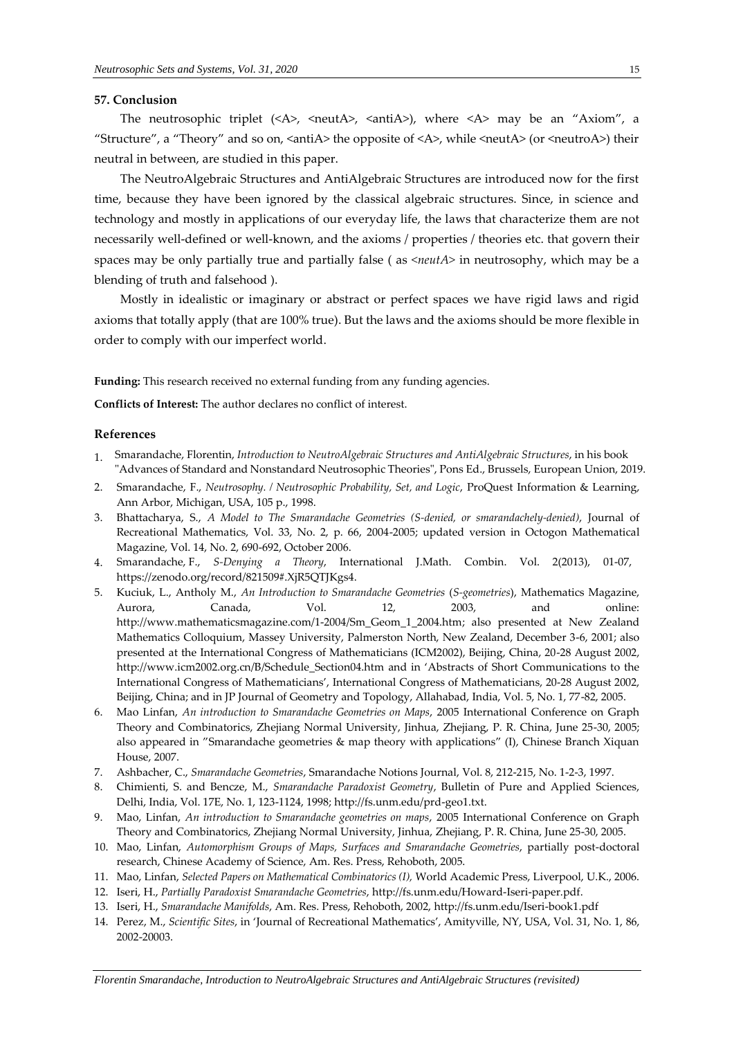### 57. Conclusion

The neutrosophic triplet (<A>, <neutA>, <antiA>), where <A> may be an "Axiom", a "Structure", a "Theory" and so on, <antiA> the opposite of <A>, while <neutA> (or <neutroA>) their neutral in between, are studied in this paper.

The NeutroAlgebraic Structures and AntiAlgebraic Structures are introduced now for the first time, because they have been ignored by the classical algebraic structures. Since, in science and technology and mostly in applications of our everyday life, the laws that characterize them are not necessarily well-defined or well-known, and the axioms / properties / theories etc. that govern their spaces may be only partially true and partially false ( as *<neutA>* in neutrosophy, which may be a blending of truth and falsehood ).

Mostly in idealistic or imaginary or abstract or perfect spaces we have rigid laws and rigid axioms that totally apply (that are 100% true). But the laws and the axioms should be more flexible in order to comply with our imperfect world.

**Funding:** This research received no external funding from any funding agencies.

**Conflicts of Interest:** The author declares no conflict of interest.

## References

1. Smarandache, Florentin, *Introduction to NeutroAlgebraic Structures and AntiAlgebraic Structures*, in his book "Advances of Standard and Nonstandard Neutrosophic Theories", Pons Ed., Brussels, European Union, 2019.
2. Smarandache, F., *Neutrosophy. / Neutrosophic Probability, Set, and Logic*, ProQuest Information & Learning, Ann Arbor, Michigan, USA, 105 p., 1998.
3. Bhattacharya, S., *A Model to The Smarandache Geometries (S-denied, or smarandachely-denied)*, Journal of Recreational Mathematics, Vol. 33, No. 2, p. 66, 2004-2005; updated version in Octogon Mathematical Magazine, Vol. 14, No. 2, 690-692, October 2006.
4. Smarandache, F., *S-Denying a Theory*, International J.Math. Combin. Vol. 2(2013), 01-07, https://zenodo.org/record/821509#.XjR5QTJKgs4.
5. Kuciuk, L., Antholy M., *An Introduction to Smarandache Geometries* (*S-geometries*), Mathematics Magazine, Aurora, Canada, Vol. 12, 2003, and online: http://www.mathematicsmagazine.com/1-2004/Sm_Geom_1_2004.htm; also presented at New Zealand Mathematics Colloquium, Massey University, Palmerston North, New Zealand, December 3-6, 2001; also presented at the International Congress of Mathematicians (ICM2002), Beijing, China, 20-28 August 2002, http://www.icm2002.org.cn/B/Schedule_Section04.htm and in 'Abstracts of Short Communications to the International Congress of Mathematicians', International Congress of Mathematicians, 20-28 August 2002, Beijing, China; and in JP Journal of Geometry and Topology, Allahabad, India, Vol. 5, No. 1, 77-82, 2005.
6. Mao Linfan, *An introduction to Smarandache Geometries on Maps*, 2005 International Conference on Graph Theory and Combinatorics, Zhejiang Normal University, Jinhua, Zhejiang, P. R. China, June 25-30, 2005; also appeared in "Smarandache geometries & map theory with applications" (I), Chinese Branch Xiquan House, 2007.
7. Ashbacher, C., *Smarandache Geometries*, Smarandache Notions Journal, Vol. 8, 212-215, No. 1-2-3, 1997.
8. Chimienti, S. and Bencze, M., *Smarandache Paradoxist Geometry*, Bulletin of Pure and Applied Sciences, Delhi, India, Vol. 17E, No. 1, 123-1124, 1998; http://fs.unm.edu/prd-geo1.txt.
9. Mao, Linfan, *An introduction to Smarandache geometries on maps*, 2005 International Conference on Graph Theory and Combinatorics, Zhejiang Normal University, Jinhua, Zhejiang, P. R. China, June 25-30, 2005.
10. Mao, Linfan, *Automorphism Groups of Maps, Surfaces and Smarandache Geometries*, partially post-doctoral research, Chinese Academy of Science, Am. Res. Press, Rehoboth, 2005.
11. Mao, Linfan, *Selected Papers on Mathematical Combinatorics (I),* World Academic Press, Liverpool, U.K., 2006.
12. Iseri, H., *Partially Paradoxist Smarandache Geometries*, http://fs.unm.edu/Howard-Iseri-paper.pdf.
13. Iseri, H., *Smarandache Manifolds*, Am. Res. Press, Rehoboth, 2002, http://fs.unm.edu/Iseri-book1.pdf
14. Perez, M., *Scientific Sites*, in 'Journal of Recreational Mathematics', Amityville, NY, USA, Vol. 31, No. 1, 86, 2002-20003.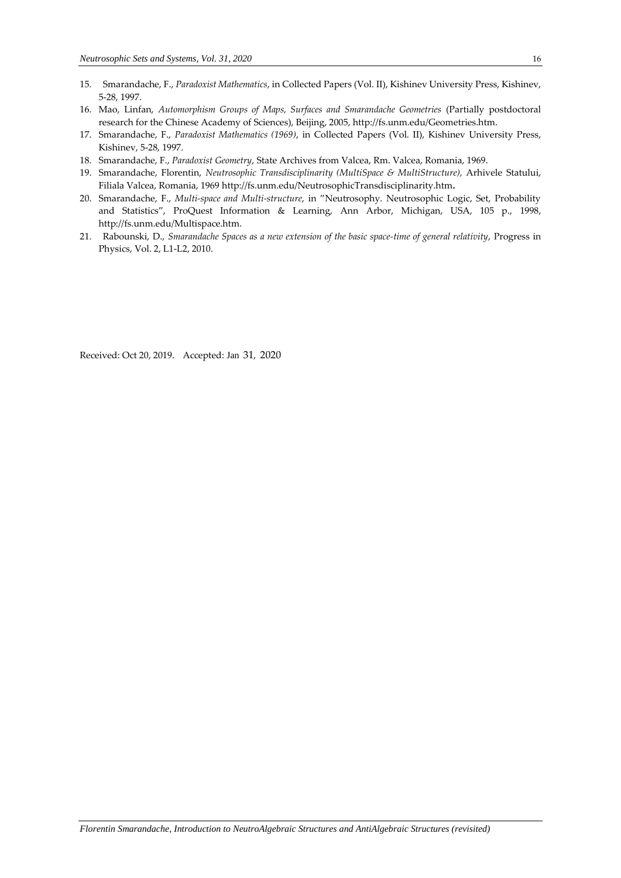15. Smarandache, F., *Paradoxist Mathematics*, in Collected Papers (Vol. II), Kishinev University Press, Kishinev, 5-28, 1997.
16. Mao, Linfan, *Automorphism Groups of Maps, Surfaces and Smarandache Geometries* (Partially postdoctoral research for the Chinese Academy of Sciences), Beijing, 2005, http://fs.unm.edu/Geometries.htm.
17. Smarandache, F., *Paradoxist Mathematics (1969)*, in Collected Papers (Vol. II), Kishinev University Press, Kishinev, 5-28, 1997.
18. Smarandache, F., *Paradoxist Geometry*, State Archives from Valcea, Rm. Valcea, Romania, 1969.
19. Smarandache, Florentin, *Neutrosophic Transdisciplinarity (MultiSpace & MultiStructure)*, Arhivele Statului, Filiala Valcea, Romania, 1969 http://fs.unm.edu/NeutrosophicTransdisciplinarity.htm**.**
20. Smarandache, F., *Multi-space and Multi-structure*, in "Neutrosophy. Neutrosophic Logic, Set, Probability and Statistics", ProQuest Information & Learning, Ann Arbor, Michigan, USA, 105 p., 1998, http://fs.unm.edu/Multispace.htm.
21. Rabounski, D., *Smarandache Spaces as a new extension of the basic space-time of general relativity*, Progress in Physics, Vol. 2, L1-L2, 2010.

Received: Oct 20, 2019. Accepted: Jan 31, 2020